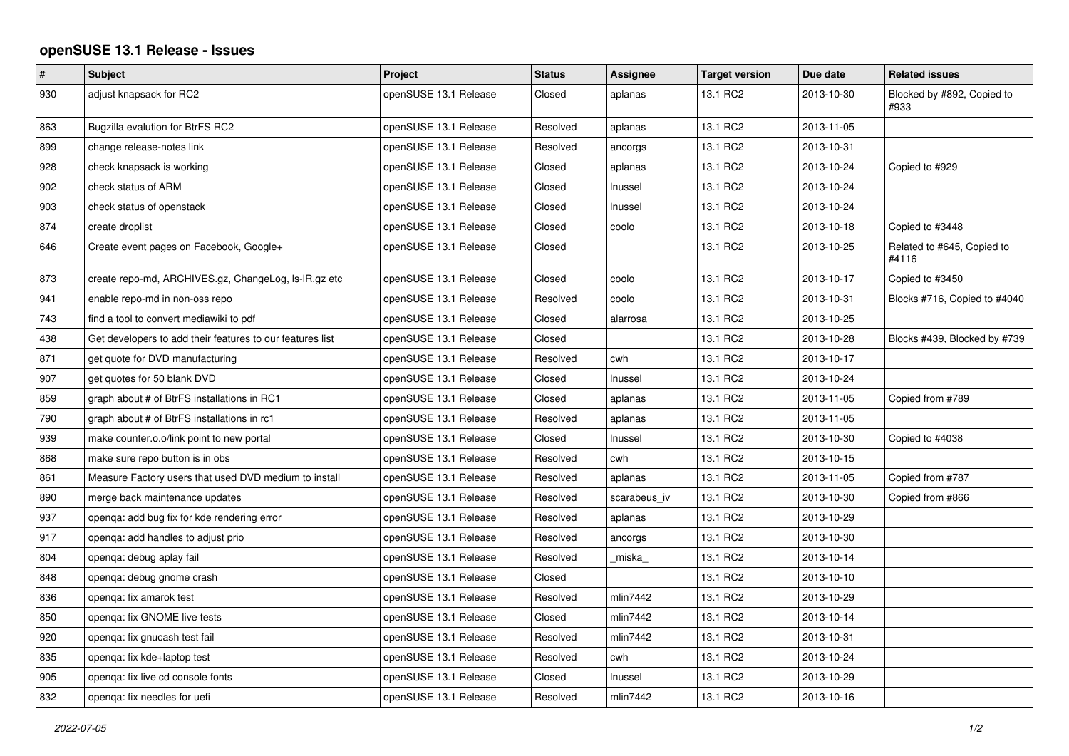# openSUSE 13.1 Release - Issues

| # | Subject | Project | Status | Assignee | Target version | Due date | Related issues |
|---|---|---|---|---|---|---|---|
| 930 | adjust knapsack for RC2 | openSUSE 13.1 Release | Closed | aplanas | 13.1 RC2 | 2013-10-30 | Blocked by #892, Copied to #933 |
| 863 | Bugzilla evalution for BtrFS RC2 | openSUSE 13.1 Release | Resolved | aplanas | 13.1 RC2 | 2013-11-05 | |
| 899 | change release-notes link | openSUSE 13.1 Release | Resolved | ancorgs | 13.1 RC2 | 2013-10-31 | |
| 928 | check knapsack is working | openSUSE 13.1 Release | Closed | aplanas | 13.1 RC2 | 2013-10-24 | Copied to #929 |
| 902 | check status of ARM | openSUSE 13.1 Release | Closed | lnussel | 13.1 RC2 | 2013-10-24 | |
| 903 | check status of openstack | openSUSE 13.1 Release | Closed | lnussel | 13.1 RC2 | 2013-10-24 | |
| 874 | create droplist | openSUSE 13.1 Release | Closed | coolo | 13.1 RC2 | 2013-10-18 | Copied to #3448 |
| 646 | Create event pages on Facebook, Google+ | openSUSE 13.1 Release | Closed | | 13.1 RC2 | 2013-10-25 | Related to #645, Copied to #4116 |
| 873 | create repo-md, ARCHIVES.gz, ChangeLog, ls-lR.gz etc | openSUSE 13.1 Release | Closed | coolo | 13.1 RC2 | 2013-10-17 | Copied to #3450 |
| 941 | enable repo-md in non-oss repo | openSUSE 13.1 Release | Resolved | coolo | 13.1 RC2 | 2013-10-31 | Blocks #716, Copied to #4040 |
| 743 | find a tool to convert mediawiki to pdf | openSUSE 13.1 Release | Closed | alarrosa | 13.1 RC2 | 2013-10-25 | |
| 438 | Get developers to add their features to our features list | openSUSE 13.1 Release | Closed | | 13.1 RC2 | 2013-10-28 | Blocks #439, Blocked by #739 |
| 871 | get quote for DVD manufacturing | openSUSE 13.1 Release | Resolved | cwh | 13.1 RC2 | 2013-10-17 | |
| 907 | get quotes for 50 blank DVD | openSUSE 13.1 Release | Closed | lnussel | 13.1 RC2 | 2013-10-24 | |
| 859 | graph about # of BtrFS installations in RC1 | openSUSE 13.1 Release | Closed | aplanas | 13.1 RC2 | 2013-11-05 | Copied from #789 |
| 790 | graph about # of BtrFS installations in rc1 | openSUSE 13.1 Release | Resolved | aplanas | 13.1 RC2 | 2013-11-05 | |
| 939 | make counter.o.o/link point to new portal | openSUSE 13.1 Release | Closed | lnussel | 13.1 RC2 | 2013-10-30 | Copied to #4038 |
| 868 | make sure repo button is in obs | openSUSE 13.1 Release | Resolved | cwh | 13.1 RC2 | 2013-10-15 | |
| 861 | Measure Factory users that used DVD medium to install | openSUSE 13.1 Release | Resolved | aplanas | 13.1 RC2 | 2013-11-05 | Copied from #787 |
| 890 | merge back maintenance updates | openSUSE 13.1 Release | Resolved | scarabeus_iv | 13.1 RC2 | 2013-10-30 | Copied from #866 |
| 937 | openqa: add bug fix for kde rendering error | openSUSE 13.1 Release | Resolved | aplanas | 13.1 RC2 | 2013-10-29 | |
| 917 | openqa: add handles to adjust prio | openSUSE 13.1 Release | Resolved | ancorgs | 13.1 RC2 | 2013-10-30 | |
| 804 | openqa: debug aplay fail | openSUSE 13.1 Release | Resolved | _miska_ | 13.1 RC2 | 2013-10-14 | |
| 848 | openqa: debug gnome crash | openSUSE 13.1 Release | Closed | | 13.1 RC2 | 2013-10-10 | |
| 836 | openqa: fix amarok test | openSUSE 13.1 Release | Resolved | mlin7442 | 13.1 RC2 | 2013-10-29 | |
| 850 | openqa: fix GNOME live tests | openSUSE 13.1 Release | Closed | mlin7442 | 13.1 RC2 | 2013-10-14 | |
| 920 | openqa: fix gnucash test fail | openSUSE 13.1 Release | Resolved | mlin7442 | 13.1 RC2 | 2013-10-31 | |
| 835 | openqa: fix kde+laptop test | openSUSE 13.1 Release | Resolved | cwh | 13.1 RC2 | 2013-10-24 | |
| 905 | openqa: fix live cd console fonts | openSUSE 13.1 Release | Closed | lnussel | 13.1 RC2 | 2013-10-29 | |
| 832 | openqa: fix needles for uefi | openSUSE 13.1 Release | Resolved | mlin7442 | 13.1 RC2 | 2013-10-16 | |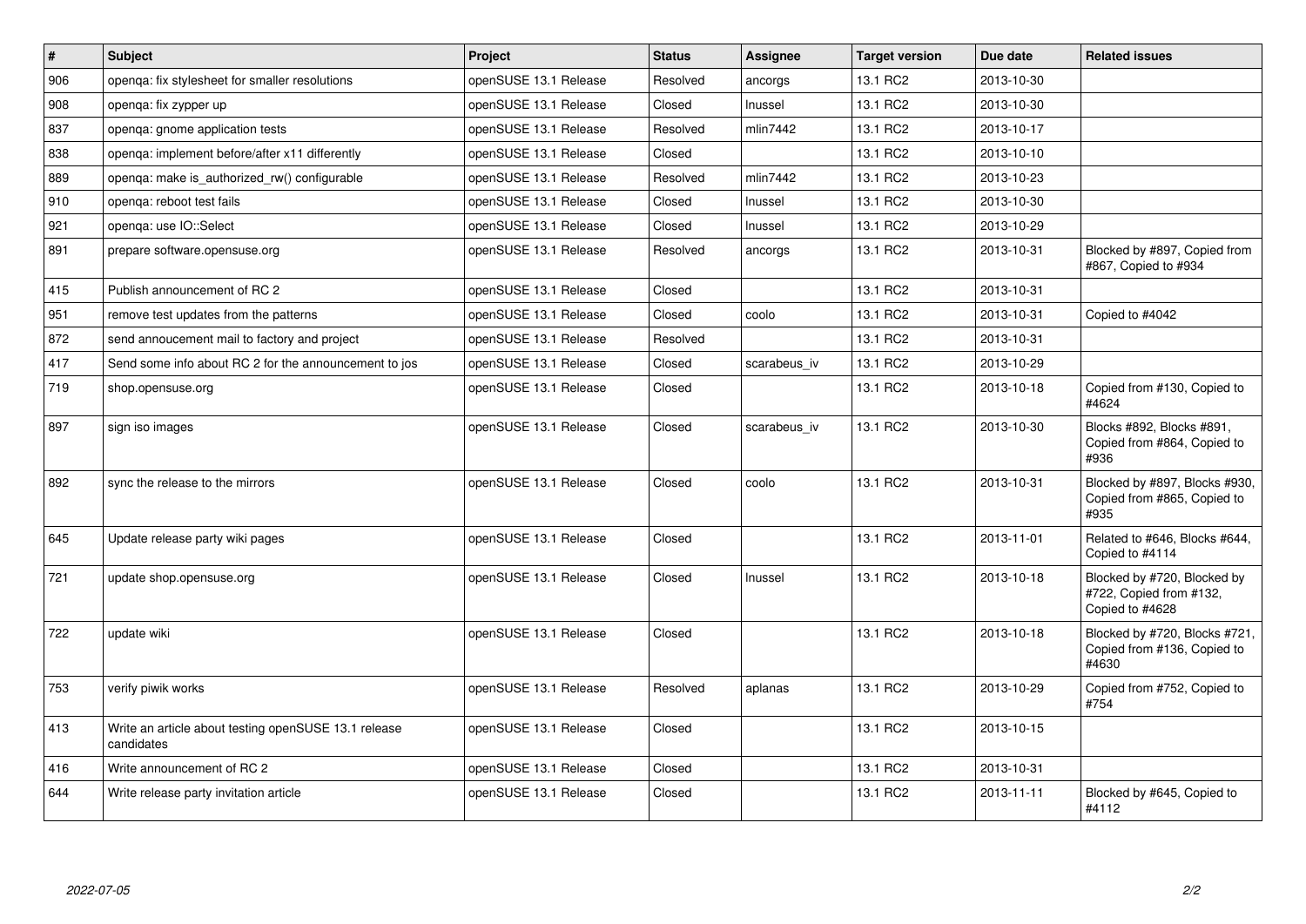| # | Subject | Project | Status | Assignee | Target version | Due date | Related issues |
|---|---|---|---|---|---|---|---|
| 906 | openqa: fix stylesheet for smaller resolutions | openSUSE 13.1 Release | Resolved | ancorgs | 13.1 RC2 | 2013-10-30 | |
| 908 | openqa: fix zypper up | openSUSE 13.1 Release | Closed | lnussel | 13.1 RC2 | 2013-10-30 | |
| 837 | openqa: gnome application tests | openSUSE 13.1 Release | Resolved | mlin7442 | 13.1 RC2 | 2013-10-17 | |
| 838 | openqa: implement before/after x11 differently | openSUSE 13.1 Release | Closed | | 13.1 RC2 | 2013-10-10 | |
| 889 | openqa: make is_authorized_rw() configurable | openSUSE 13.1 Release | Resolved | mlin7442 | 13.1 RC2 | 2013-10-23 | |
| 910 | openqa: reboot test fails | openSUSE 13.1 Release | Closed | lnussel | 13.1 RC2 | 2013-10-30 | |
| 921 | openqa: use IO::Select | openSUSE 13.1 Release | Closed | lnussel | 13.1 RC2 | 2013-10-29 | |
| 891 | prepare software.opensuse.org | openSUSE 13.1 Release | Resolved | ancorgs | 13.1 RC2 | 2013-10-31 | Blocked by #897, Copied from #867, Copied to #934 |
| 415 | Publish announcement of RC 2 | openSUSE 13.1 Release | Closed | | 13.1 RC2 | 2013-10-31 | |
| 951 | remove test updates from the patterns | openSUSE 13.1 Release | Closed | coolo | 13.1 RC2 | 2013-10-31 | Copied to #4042 |
| 872 | send annoucement mail to factory and project | openSUSE 13.1 Release | Resolved | | 13.1 RC2 | 2013-10-31 | |
| 417 | Send some info about RC 2 for the announcement to jos | openSUSE 13.1 Release | Closed | scarabeus_iv | 13.1 RC2 | 2013-10-29 | |
| 719 | shop.opensuse.org | openSUSE 13.1 Release | Closed | | 13.1 RC2 | 2013-10-18 | Copied from #130, Copied to #4624 |
| 897 | sign iso images | openSUSE 13.1 Release | Closed | scarabeus_iv | 13.1 RC2 | 2013-10-30 | Blocks #892, Blocks #891, Copied from #864, Copied to #936 |
| 892 | sync the release to the mirrors | openSUSE 13.1 Release | Closed | coolo | 13.1 RC2 | 2013-10-31 | Blocked by #897, Blocks #930, Copied from #865, Copied to #935 |
| 645 | Update release party wiki pages | openSUSE 13.1 Release | Closed | | 13.1 RC2 | 2013-11-01 | Related to #646, Blocks #644, Copied to #4114 |
| 721 | update shop.opensuse.org | openSUSE 13.1 Release | Closed | lnussel | 13.1 RC2 | 2013-10-18 | Blocked by #720, Blocked by #722, Copied from #132, Copied to #4628 |
| 722 | update wiki | openSUSE 13.1 Release | Closed | | 13.1 RC2 | 2013-10-18 | Blocked by #720, Blocks #721, Copied from #136, Copied to #4630 |
| 753 | verify piwik works | openSUSE 13.1 Release | Resolved | aplanas | 13.1 RC2 | 2013-10-29 | Copied from #752, Copied to #754 |
| 413 | Write an article about testing openSUSE 13.1 release candidates | openSUSE 13.1 Release | Closed | | 13.1 RC2 | 2013-10-15 | |
| 416 | Write announcement of RC 2 | openSUSE 13.1 Release | Closed | | 13.1 RC2 | 2013-10-31 | |
| 644 | Write release party invitation article | openSUSE 13.1 Release | Closed | | 13.1 RC2 | 2013-11-11 | Blocked by #645, Copied to #4112 |